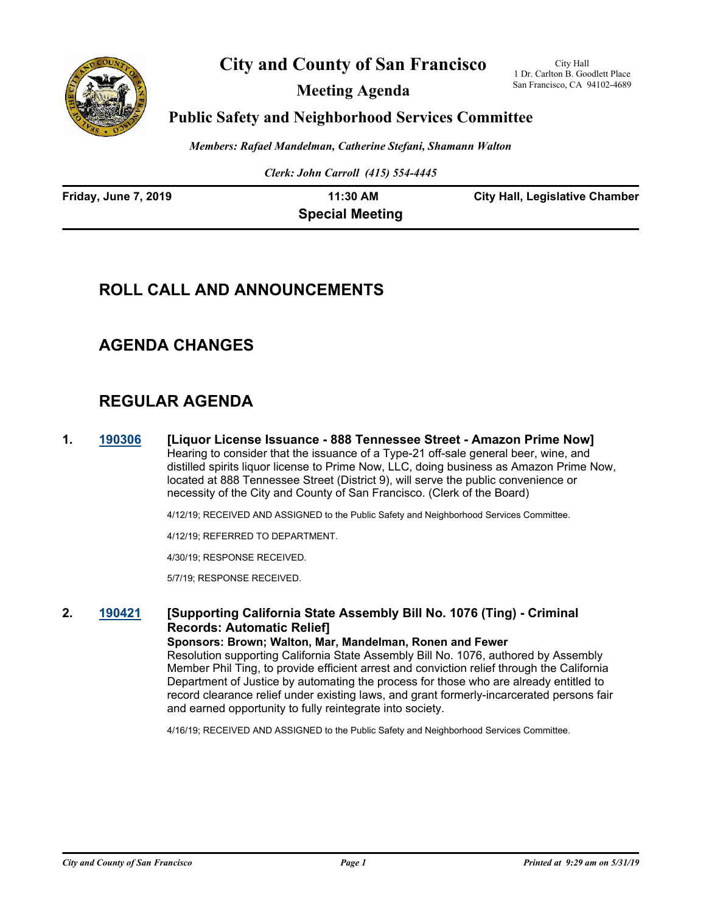# City and County of San Francisco

## Meeting Agenda

## Public Safety and Neighborhood Services Committee

City Hall
1 Dr. Carlton B. Goodlett Place
San Francisco, CA 94102-4689

*Members: Rafael Mandelman, Catherine Stefani, Shamann Walton*

*Clerk: John Carroll (415) 554-4445*

**Friday, June 7, 2019** | **11:30 AM** | **City Hall, Legislative Chamber**

**Special Meeting**

## ROLL CALL AND ANNOUNCEMENTS

## AGENDA CHANGES

## REGULAR AGENDA

**1. 190306 [Liquor License Issuance - 888 Tennessee Street - Amazon Prime Now]**

Hearing to consider that the issuance of a Type-21 off-sale general beer, wine, and distilled spirits liquor license to Prime Now, LLC, doing business as Amazon Prime Now, located at 888 Tennessee Street (District 9), will serve the public convenience or necessity of the City and County of San Francisco. (Clerk of the Board)

4/12/19; RECEIVED AND ASSIGNED to the Public Safety and Neighborhood Services Committee.

4/12/19; REFERRED TO DEPARTMENT.

4/30/19; RESPONSE RECEIVED.

5/7/19; RESPONSE RECEIVED.

**2. 190421 [Supporting California State Assembly Bill No. 1076 (Ting) - Criminal Records: Automatic Relief]**

**Sponsors: Brown; Walton, Mar, Mandelman, Ronen and Fewer**

Resolution supporting California State Assembly Bill No. 1076, authored by Assembly Member Phil Ting, to provide efficient arrest and conviction relief through the California Department of Justice by automating the process for those who are already entitled to record clearance relief under existing laws, and grant formerly-incarcerated persons fair and earned opportunity to fully reintegrate into society.

4/16/19; RECEIVED AND ASSIGNED to the Public Safety and Neighborhood Services Committee.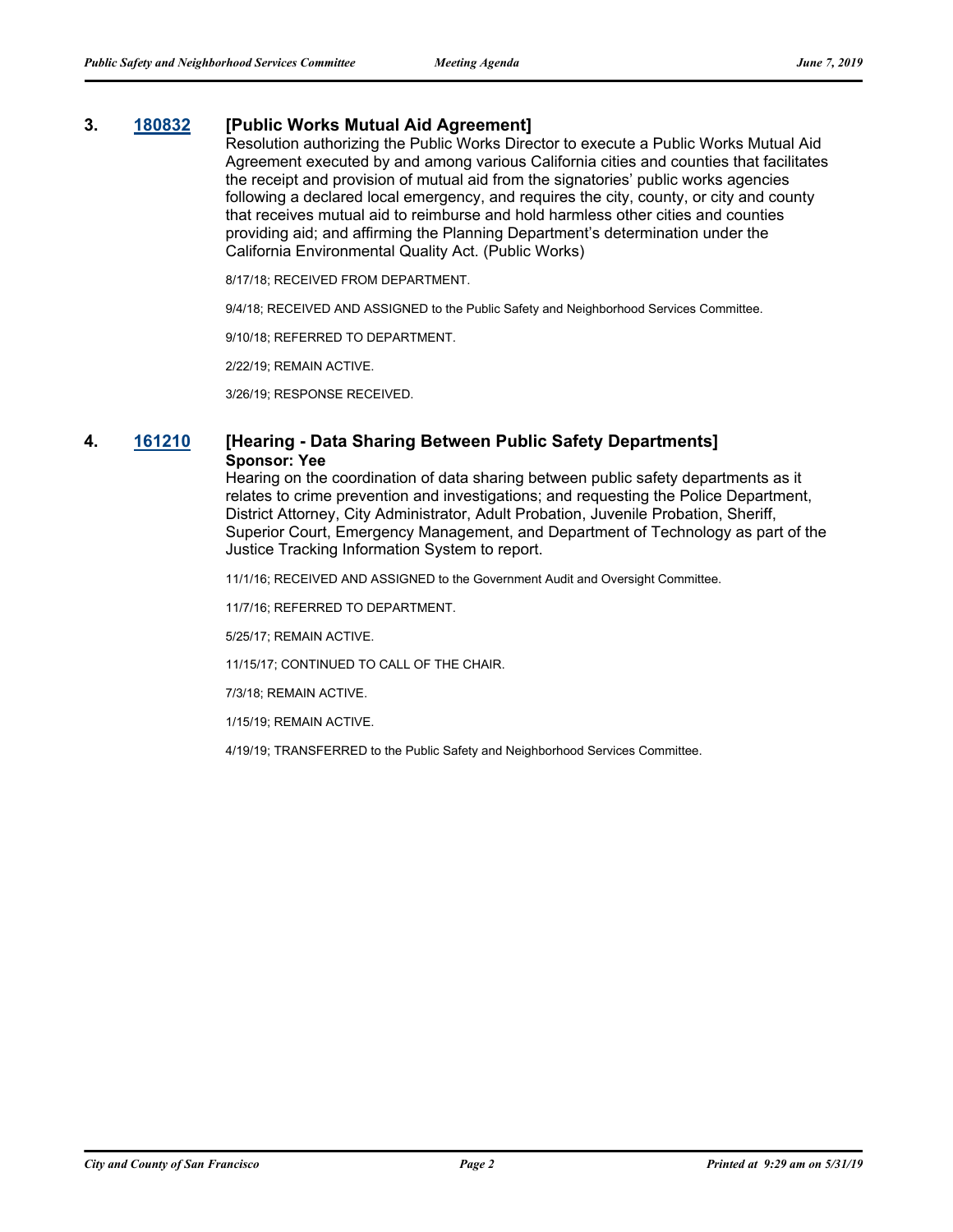### 3. [180832](180832) [Public Works Mutual Aid Agreement]

Resolution authorizing the Public Works Director to execute a Public Works Mutual Aid Agreement executed by and among various California cities and counties that facilitates the receipt and provision of mutual aid from the signatories' public works agencies following a declared local emergency, and requires the city, county, or city and county that receives mutual aid to reimburse and hold harmless other cities and counties providing aid; and affirming the Planning Department's determination under the California Environmental Quality Act. (Public Works)

8/17/18; RECEIVED FROM DEPARTMENT.

9/4/18; RECEIVED AND ASSIGNED to the Public Safety and Neighborhood Services Committee.

9/10/18; REFERRED TO DEPARTMENT.

2/22/19; REMAIN ACTIVE.

3/26/19; RESPONSE RECEIVED.

### 4. [161210](161210) [Hearing - Data Sharing Between Public Safety Departments]

**Sponsor: Yee**

Hearing on the coordination of data sharing between public safety departments as it relates to crime prevention and investigations; and requesting the Police Department, District Attorney, City Administrator, Adult Probation, Juvenile Probation, Sheriff, Superior Court, Emergency Management, and Department of Technology as part of the Justice Tracking Information System to report.

11/1/16; RECEIVED AND ASSIGNED to the Government Audit and Oversight Committee.

11/7/16; REFERRED TO DEPARTMENT.

5/25/17; REMAIN ACTIVE.

11/15/17; CONTINUED TO CALL OF THE CHAIR.

7/3/18; REMAIN ACTIVE.

1/15/19; REMAIN ACTIVE.

4/19/19; TRANSFERRED to the Public Safety and Neighborhood Services Committee.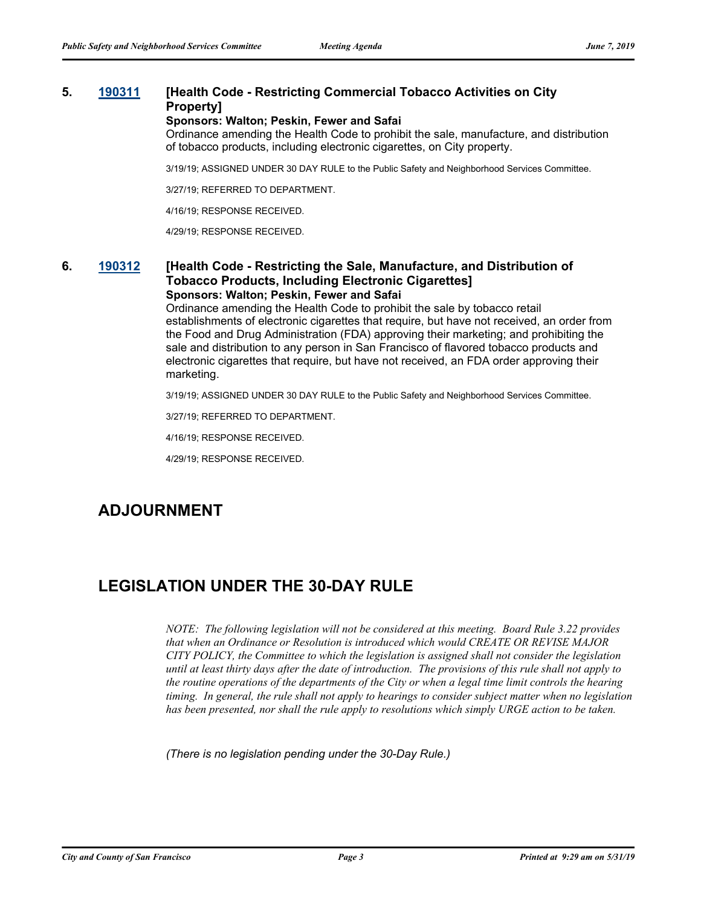**5. 190311 [Health Code - Restricting Commercial Tobacco Activities on City Property]**

**Sponsors: Walton; Peskin, Fewer and Safai**

Ordinance amending the Health Code to prohibit the sale, manufacture, and distribution of tobacco products, including electronic cigarettes, on City property.

3/19/19; ASSIGNED UNDER 30 DAY RULE to the Public Safety and Neighborhood Services Committee.

3/27/19; REFERRED TO DEPARTMENT.

4/16/19; RESPONSE RECEIVED.

4/29/19; RESPONSE RECEIVED.

**6. 190312 [Health Code - Restricting the Sale, Manufacture, and Distribution of Tobacco Products, Including Electronic Cigarettes]**

**Sponsors: Walton; Peskin, Fewer and Safai**

Ordinance amending the Health Code to prohibit the sale by tobacco retail establishments of electronic cigarettes that require, but have not received, an order from the Food and Drug Administration (FDA) approving their marketing; and prohibiting the sale and distribution to any person in San Francisco of flavored tobacco products and electronic cigarettes that require, but have not received, an FDA order approving their marketing.

3/19/19; ASSIGNED UNDER 30 DAY RULE to the Public Safety and Neighborhood Services Committee.

3/27/19; REFERRED TO DEPARTMENT.

4/16/19; RESPONSE RECEIVED.

4/29/19; RESPONSE RECEIVED.

## ADJOURNMENT

## LEGISLATION UNDER THE 30-DAY RULE

*NOTE: The following legislation will not be considered at this meeting. Board Rule 3.22 provides that when an Ordinance or Resolution is introduced which would CREATE OR REVISE MAJOR CITY POLICY, the Committee to which the legislation is assigned shall not consider the legislation until at least thirty days after the date of introduction. The provisions of this rule shall not apply to the routine operations of the departments of the City or when a legal time limit controls the hearing timing. In general, the rule shall not apply to hearings to consider subject matter when no legislation has been presented, nor shall the rule apply to resolutions which simply URGE action to be taken.*

*(There is no legislation pending under the 30-Day Rule.)*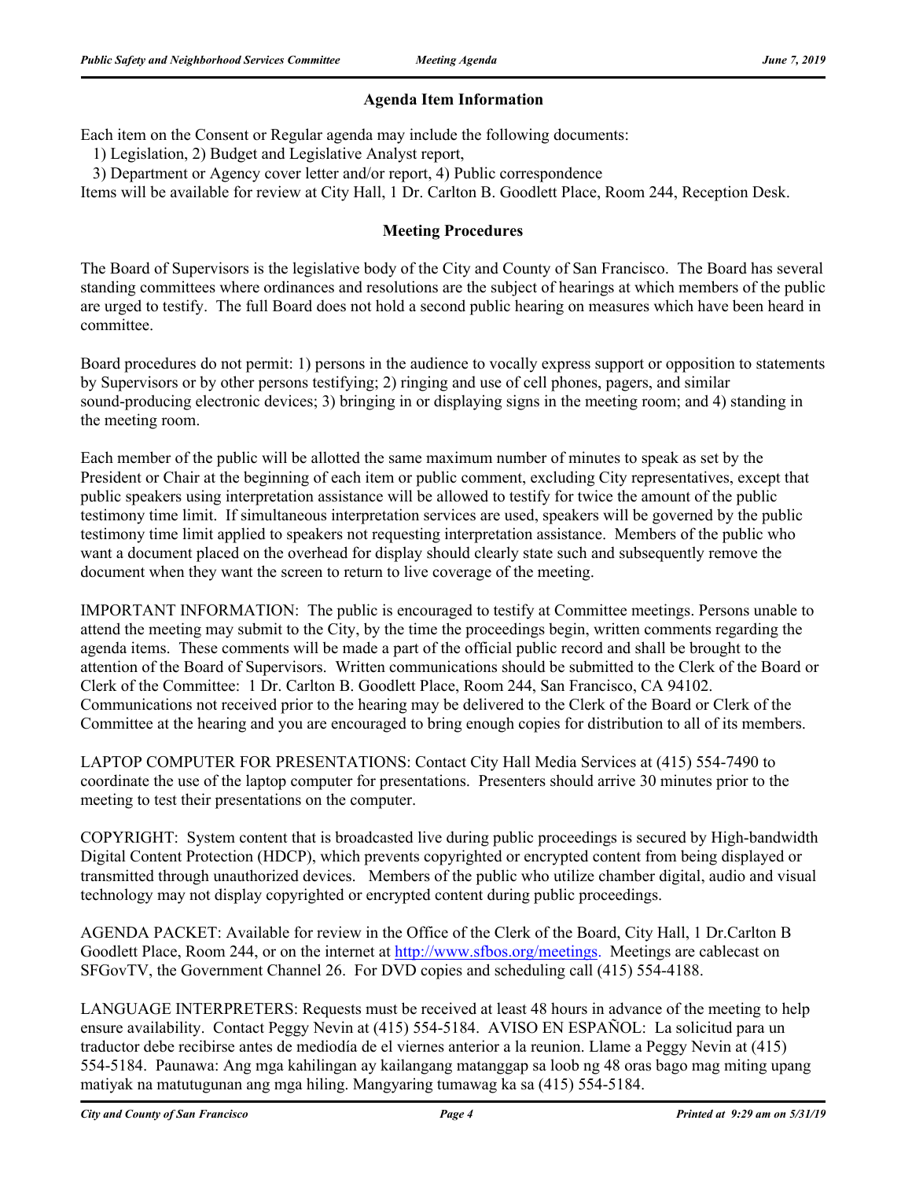### Agenda Item Information

Each item on the Consent or Regular agenda may include the following documents:

1) Legislation, 2) Budget and Legislative Analyst report,

3) Department or Agency cover letter and/or report, 4) Public correspondence

Items will be available for review at City Hall, 1 Dr. Carlton B. Goodlett Place, Room 244, Reception Desk.

### Meeting Procedures

The Board of Supervisors is the legislative body of the City and County of San Francisco. The Board has several standing committees where ordinances and resolutions are the subject of hearings at which members of the public are urged to testify. The full Board does not hold a second public hearing on measures which have been heard in committee.

Board procedures do not permit: 1) persons in the audience to vocally express support or opposition to statements by Supervisors or by other persons testifying; 2) ringing and use of cell phones, pagers, and similar sound-producing electronic devices; 3) bringing in or displaying signs in the meeting room; and 4) standing in the meeting room.

Each member of the public will be allotted the same maximum number of minutes to speak as set by the President or Chair at the beginning of each item or public comment, excluding City representatives, except that public speakers using interpretation assistance will be allowed to testify for twice the amount of the public testimony time limit. If simultaneous interpretation services are used, speakers will be governed by the public testimony time limit applied to speakers not requesting interpretation assistance. Members of the public who want a document placed on the overhead for display should clearly state such and subsequently remove the document when they want the screen to return to live coverage of the meeting.

IMPORTANT INFORMATION: The public is encouraged to testify at Committee meetings. Persons unable to attend the meeting may submit to the City, by the time the proceedings begin, written comments regarding the agenda items. These comments will be made a part of the official public record and shall be brought to the attention of the Board of Supervisors. Written communications should be submitted to the Clerk of the Board or Clerk of the Committee: 1 Dr. Carlton B. Goodlett Place, Room 244, San Francisco, CA 94102. Communications not received prior to the hearing may be delivered to the Clerk of the Board or Clerk of the Committee at the hearing and you are encouraged to bring enough copies for distribution to all of its members.

LAPTOP COMPUTER FOR PRESENTATIONS: Contact City Hall Media Services at (415) 554-7490 to coordinate the use of the laptop computer for presentations. Presenters should arrive 30 minutes prior to the meeting to test their presentations on the computer.

COPYRIGHT: System content that is broadcasted live during public proceedings is secured by High-bandwidth Digital Content Protection (HDCP), which prevents copyrighted or encrypted content from being displayed or transmitted through unauthorized devices. Members of the public who utilize chamber digital, audio and visual technology may not display copyrighted or encrypted content during public proceedings.

AGENDA PACKET: Available for review in the Office of the Clerk of the Board, City Hall, 1 Dr.Carlton B Goodlett Place, Room 244, or on the internet at http://www.sfbos.org/meetings. Meetings are cablecast on SFGovTV, the Government Channel 26. For DVD copies and scheduling call (415) 554-4188.

LANGUAGE INTERPRETERS: Requests must be received at least 48 hours in advance of the meeting to help ensure availability. Contact Peggy Nevin at (415) 554-5184. AVISO EN ESPAÑOL: La solicitud para un traductor debe recibirse antes de mediodía de el viernes anterior a la reunion. Llame a Peggy Nevin at (415) 554-5184. Paunawa: Ang mga kahilingan ay kailangang matanggap sa loob ng 48 oras bago mag miting upang matiyak na matutugunan ang mga hiling. Mangyaring tumawag ka sa (415) 554-5184.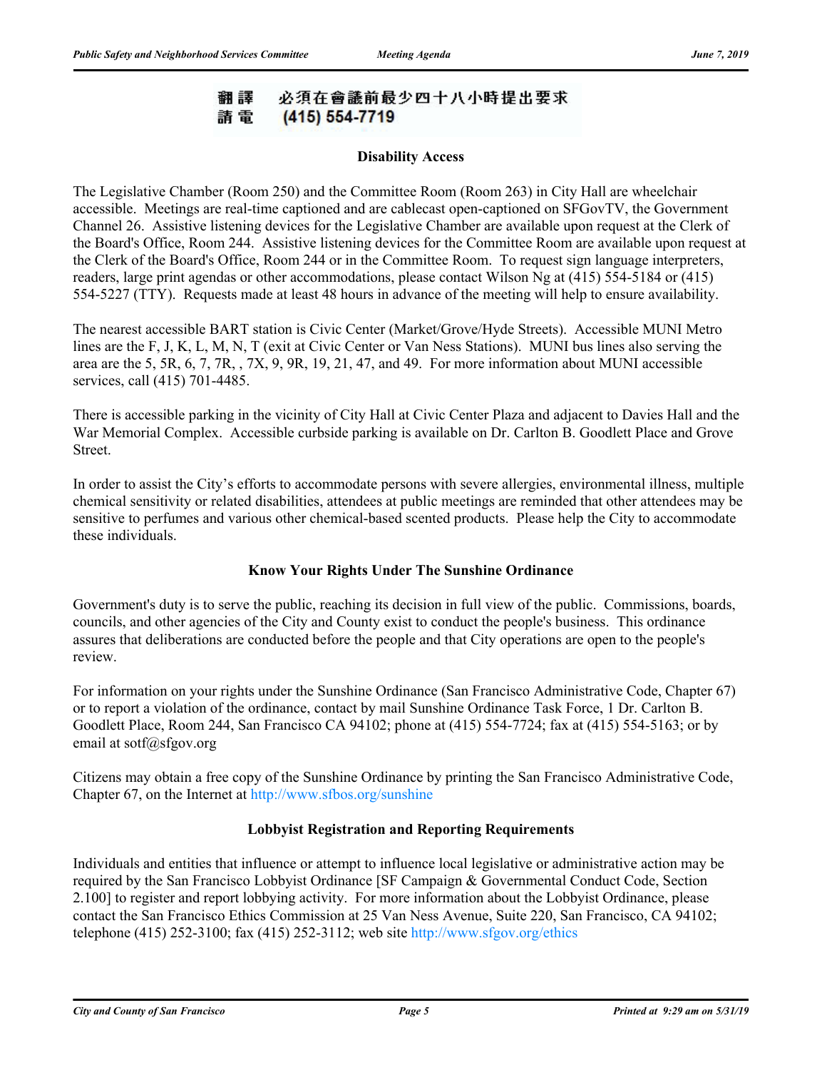翻譯　必須在會議前最少四十八小時提出要求
請電　(415) 554-7719

### Disability Access

The Legislative Chamber (Room 250) and the Committee Room (Room 263) in City Hall are wheelchair accessible. Meetings are real-time captioned and are cablecast open-captioned on SFGovTV, the Government Channel 26. Assistive listening devices for the Legislative Chamber are available upon request at the Clerk of the Board's Office, Room 244. Assistive listening devices for the Committee Room are available upon request at the Clerk of the Board's Office, Room 244 or in the Committee Room. To request sign language interpreters, readers, large print agendas or other accommodations, please contact Wilson Ng at (415) 554-5184 or (415) 554-5227 (TTY). Requests made at least 48 hours in advance of the meeting will help to ensure availability.

The nearest accessible BART station is Civic Center (Market/Grove/Hyde Streets). Accessible MUNI Metro lines are the F, J, K, L, M, N, T (exit at Civic Center or Van Ness Stations). MUNI bus lines also serving the area are the 5, 5R, 6, 7, 7R, , 7X, 9, 9R, 19, 21, 47, and 49. For more information about MUNI accessible services, call (415) 701-4485.

There is accessible parking in the vicinity of City Hall at Civic Center Plaza and adjacent to Davies Hall and the War Memorial Complex. Accessible curbside parking is available on Dr. Carlton B. Goodlett Place and Grove Street.

In order to assist the City's efforts to accommodate persons with severe allergies, environmental illness, multiple chemical sensitivity or related disabilities, attendees at public meetings are reminded that other attendees may be sensitive to perfumes and various other chemical-based scented products. Please help the City to accommodate these individuals.

### Know Your Rights Under The Sunshine Ordinance

Government's duty is to serve the public, reaching its decision in full view of the public. Commissions, boards, councils, and other agencies of the City and County exist to conduct the people's business. This ordinance assures that deliberations are conducted before the people and that City operations are open to the people's review.

For information on your rights under the Sunshine Ordinance (San Francisco Administrative Code, Chapter 67) or to report a violation of the ordinance, contact by mail Sunshine Ordinance Task Force, 1 Dr. Carlton B. Goodlett Place, Room 244, San Francisco CA 94102; phone at (415) 554-7724; fax at (415) 554-5163; or by email at sotf@sfgov.org

Citizens may obtain a free copy of the Sunshine Ordinance by printing the San Francisco Administrative Code, Chapter 67, on the Internet at http://www.sfbos.org/sunshine

### Lobbyist Registration and Reporting Requirements

Individuals and entities that influence or attempt to influence local legislative or administrative action may be required by the San Francisco Lobbyist Ordinance [SF Campaign & Governmental Conduct Code, Section 2.100] to register and report lobbying activity. For more information about the Lobbyist Ordinance, please contact the San Francisco Ethics Commission at 25 Van Ness Avenue, Suite 220, San Francisco, CA 94102; telephone (415) 252-3100; fax (415) 252-3112; web site http://www.sfgov.org/ethics